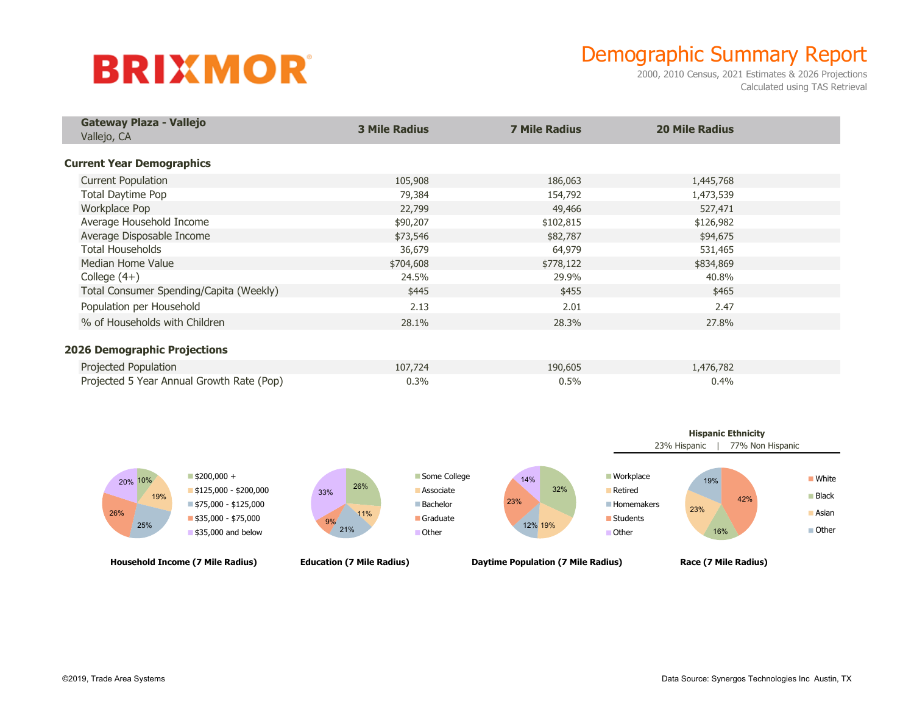# BRIXMOR

## Demographic Summary Report

2000, 2010 Census, 2021 Estimates & 2026 Projections
Calculated using TAS Retrieval

| **Gateway Plaza - Vallejo**<br>Vallejo, CA | **3 Mile Radius** | **7 Mile Radius** | **20 Mile Radius** |
|---|---|---|---|
| **Current Year Demographics** | | | |
| Current Population | 105,908 | 186,063 | 1,445,768 |
| Total Daytime Pop | 79,384 | 154,792 | 1,473,539 |
| Workplace Pop | 22,799 | 49,466 | 527,471 |
| Average Household Income | $90,207 | $102,815 | $126,982 |
| Average Disposable Income | $73,546 | $82,787 | $94,675 |
| Total Households | 36,679 | 64,979 | 531,465 |
| Median Home Value | $704,608 | $778,122 | $834,869 |
| College (4+) | 24.5% | 29.9% | 40.8% |
| Total Consumer Spending/Capita (Weekly) | $445 | $455 | $465 |
| Population per Household | 2.13 | 2.01 | 2.47 |
| % of Households with Children | 28.1% | 28.3% | 27.8% |
| **2026 Demographic Projections** | | | |
| Projected Population | 107,724 | 190,605 | 1,476,782 |
| Projected 5 Year Annual Growth Rate (Pop) | 0.3% | 0.5% | 0.4% |

**Household Income (7 Mile Radius)**

| Category | % |
|---|---|
| $200,000 + | 10% |
| $125,000 - $200,000 | 19% |
| $75,000 - $125,000 | 25% |
| $35,000 - $75,000 | 26% |
| $35,000 and below | 20% |

**Education (7 Mile Radius)**

| Category | % |
|---|---|
| Some College | 26% |
| Associate | 11% |
| Bachelor | 21% |
| Graduate | 9% |
| Other | 33% |

**Daytime Population (7 Mile Radius)**

| Category | % |
|---|---|
| Workplace | 32% |
| Retired | 19% |
| Homemakers | 12% |
| Students | 23% |
| Other | 14% |

**Hispanic Ethnicity**

23% Hispanic | 77% Non Hispanic

**Race (7 Mile Radius)**

| Category | % |
|---|---|
| White | 42% |
| Black | 16% |
| Asian | 23% |
| Other | 19% |

©2019, Trade Area Systems

Data Source: Synergos Technologies Inc Austin, TX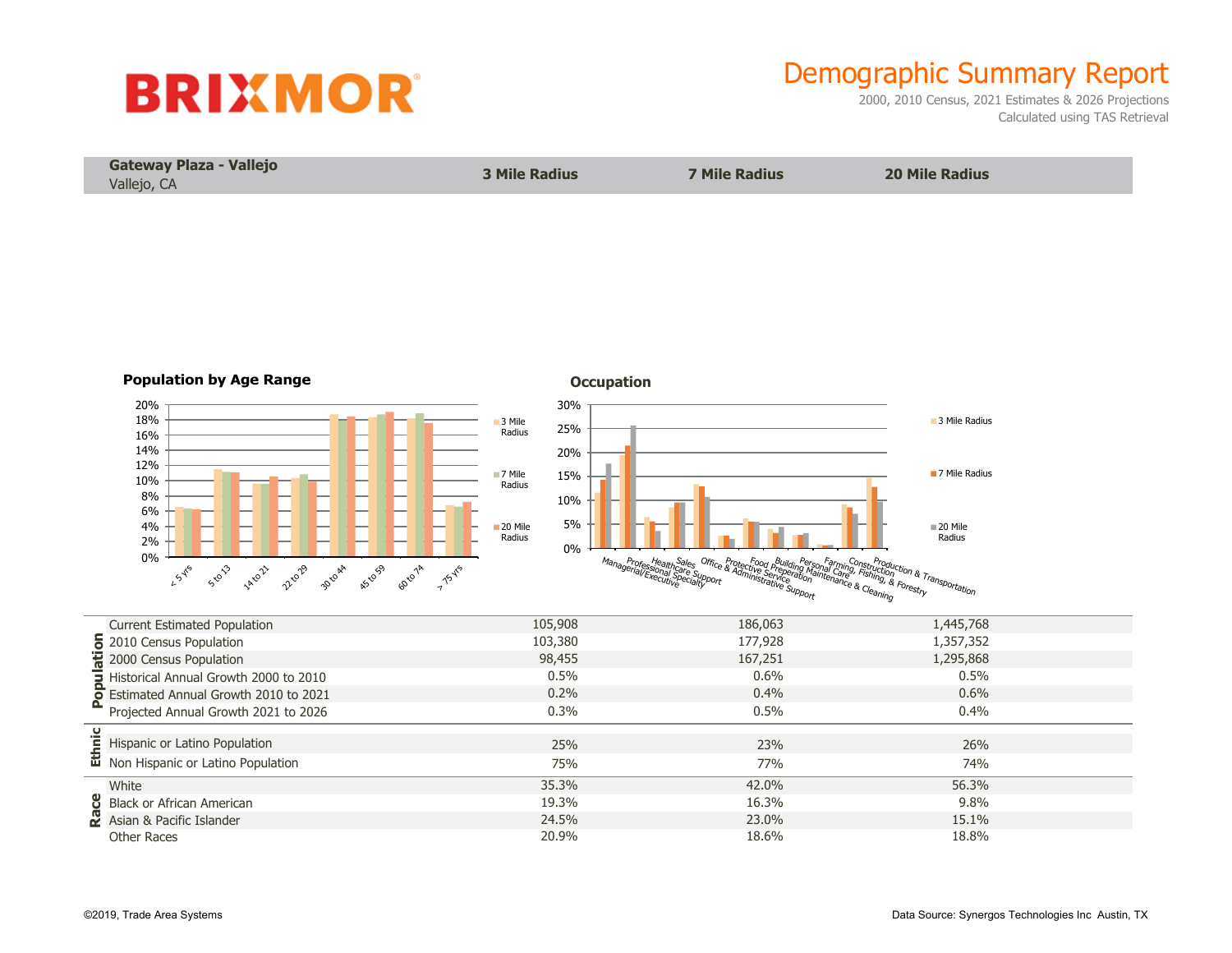# BRIXMOR

## Demographic Summary Report

2000, 2010 Census, 2021 Estimates & 2026 Projections
Calculated using TAS Retrieval

| Gateway Plaza - Vallejo<br>Vallejo, CA | 3 Mile Radius | 7 Mile Radius | 20 Mile Radius |
|---|---|---|---|

**Population by Age Range**

20%
18%
16%
14%
12%
10%
8%
6%
4%
2%
0%

< 5 yrs
5 to 13
14 to 21
22 to 29
30 to 44
45 to 59
60 to 74
> 75 yrs

3 Mile Radius
7 Mile Radius
20 Mile Radius

**Occupation**

30%
25%
20%
15%
10%
5%
0%

Managerial/Executive
Professional Specialty
Healthcare Support
Sales
Office & Administrative Support
Protective Service
Food Preperation
Building Maintenance & Cleaning
Personal Care
Farming, Fishing, & Forestry
Construction
Production & Transportation

3 Mile Radius
7 Mile Radius
20 Mile Radius

| | | 3 Mile Radius | 7 Mile Radius | 20 Mile Radius |
|---|---|---|---|---|
| **Population** | Current Estimated Population | 105,908 | 186,063 | 1,445,768 |
| | 2010 Census Population | 103,380 | 177,928 | 1,357,352 |
| | 2000 Census Population | 98,455 | 167,251 | 1,295,868 |
| | Historical Annual Growth 2000 to 2010 | 0.5% | 0.6% | 0.5% |
| | Estimated Annual Growth 2010 to 2021 | 0.2% | 0.4% | 0.6% |
| | Projected Annual Growth 2021 to 2026 | 0.3% | 0.5% | 0.4% |
| **Ethnic** | Hispanic or Latino Population | 25% | 23% | 26% |
| | Non Hispanic or Latino Population | 75% | 77% | 74% |
| **Race** | White | 35.3% | 42.0% | 56.3% |
| | Black or African American | 19.3% | 16.3% | 9.8% |
| | Asian & Pacific Islander | 24.5% | 23.0% | 15.1% |
| | Other Races | 20.9% | 18.6% | 18.8% |

©2019, Trade Area Systems

Data Source: Synergos Technologies Inc Austin, TX